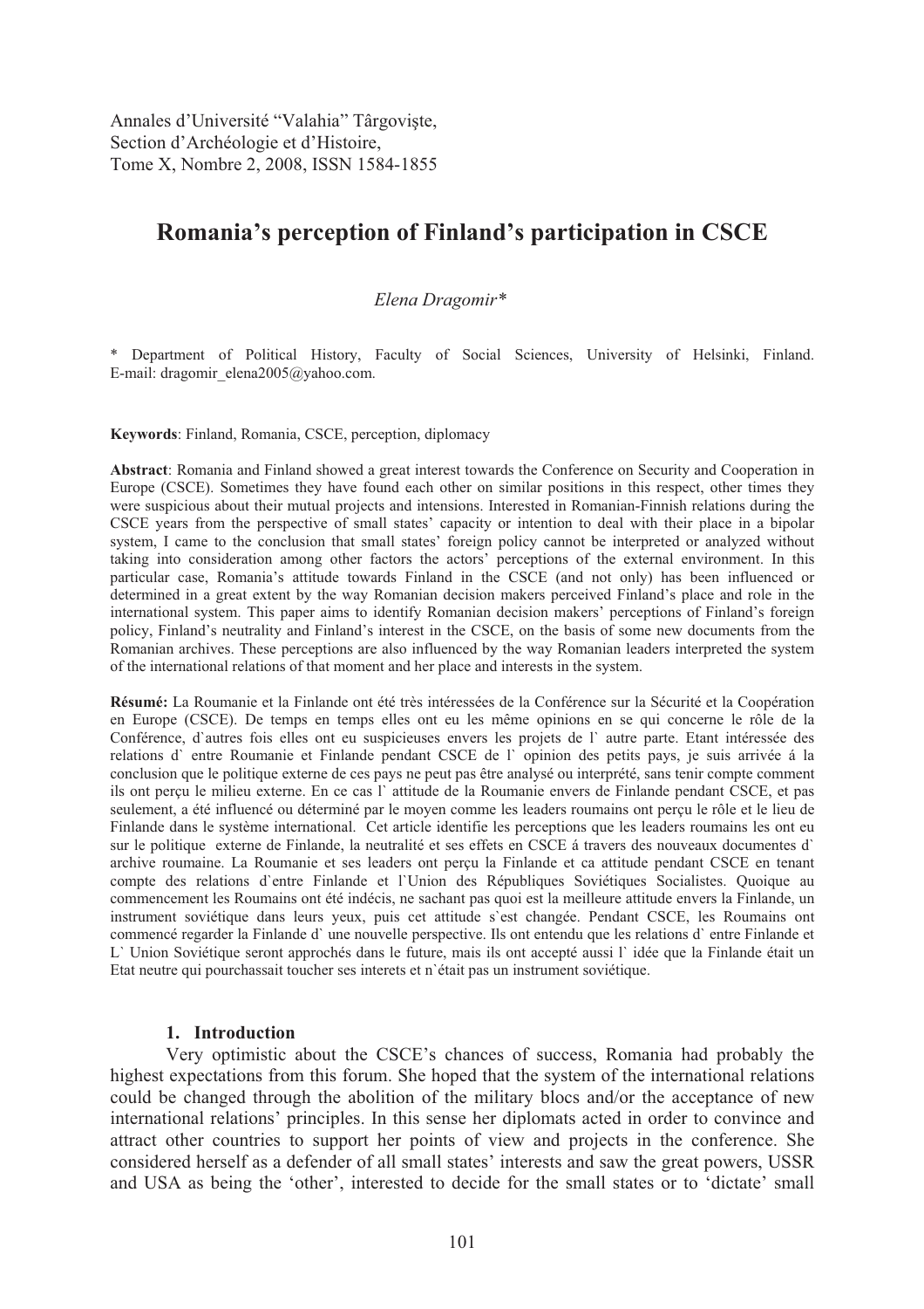Annales d'Université "Valahia" Târgovişte,
Section d'Archéologie et d'Histoire,
Tome X, Nombre 2, 2008, ISSN 1584-1855

# Romania's perception of Finland's participation in CSCE

*Elena Dragomir**

* Department of Political History, Faculty of Social Sciences, University of Helsinki, Finland. E-mail: dragomir_elena2005@yahoo.com.

**Keywords**: Finland, Romania, CSCE, perception, diplomacy

**Abstract**: Romania and Finland showed a great interest towards the Conference on Security and Cooperation in Europe (CSCE). Sometimes they have found each other on similar positions in this respect, other times they were suspicious about their mutual projects and intensions. Interested in Romanian-Finnish relations during the CSCE years from the perspective of small states' capacity or intention to deal with their place in a bipolar system, I came to the conclusion that small states' foreign policy cannot be interpreted or analyzed without taking into consideration among other factors the actors' perceptions of the external environment. In this particular case, Romania's attitude towards Finland in the CSCE (and not only) has been influenced or determined in a great extent by the way Romanian decision makers perceived Finland's place and role in the international system. This paper aims to identify Romanian decision makers' perceptions of Finland's foreign policy, Finland's neutrality and Finland's interest in the CSCE, on the basis of some new documents from the Romanian archives. These perceptions are also influenced by the way Romanian leaders interpreted the system of the international relations of that moment and her place and interests in the system.

**Résumé:** La Roumanie et la Finlande ont été très intéressées de la Conférence sur la Sécurité et la Coopération en Europe (CSCE). De temps en temps elles ont eu les même opinions en se qui concerne le rôle de la Conférence, d`autres fois elles ont eu suspicieuses envers les projets de l` autre parte. Etant intéressée des relations d` entre Roumanie et Finlande pendant CSCE de l` opinion des petits pays, je suis arrivée á la conclusion que le politique externe de ces pays ne peut pas être analysé ou interprété, sans tenir compte comment ils ont perçu le milieu externe. En ce cas l` attitude de la Roumanie envers de Finlande pendant CSCE, et pas seulement, a été influencé ou déterminé par le moyen comme les leaders roumains ont perçu le rôle et le lieu de Finlande dans le système international. Cet article identifie les perceptions que les leaders roumains les ont eu sur le politique externe de Finlande, la neutralité et ses effets en CSCE á travers des nouveaux documentes d` archive roumaine. La Roumanie et ses leaders ont perçu la Finlande et ca attitude pendant CSCE en tenant compte des relations d`entre Finlande et l`Union des Républiques Soviétiques Socialistes. Quoique au commencement les Roumains ont été indécis, ne sachant pas quoi est la meilleure attitude envers la Finlande, un instrument soviétique dans leurs yeux, puis cet attitude s`est changée. Pendant CSCE, les Roumains ont commencé regarder la Finlande d` une nouvelle perspective. Ils ont entendu que les relations d` entre Finlande et L` Union Soviétique seront approchés dans le future, mais ils ont accepté aussi l` idée que la Finlande était un Etat neutre qui pourchassait toucher ses interets et n`était pas un instrument soviétique.

## 1. Introduction

Very optimistic about the CSCE's chances of success, Romania had probably the highest expectations from this forum. She hoped that the system of the international relations could be changed through the abolition of the military blocs and/or the acceptance of new international relations' principles. In this sense her diplomats acted in order to convince and attract other countries to support her points of view and projects in the conference. She considered herself as a defender of all small states' interests and saw the great powers, USSR and USA as being the 'other', interested to decide for the small states or to 'dictate' small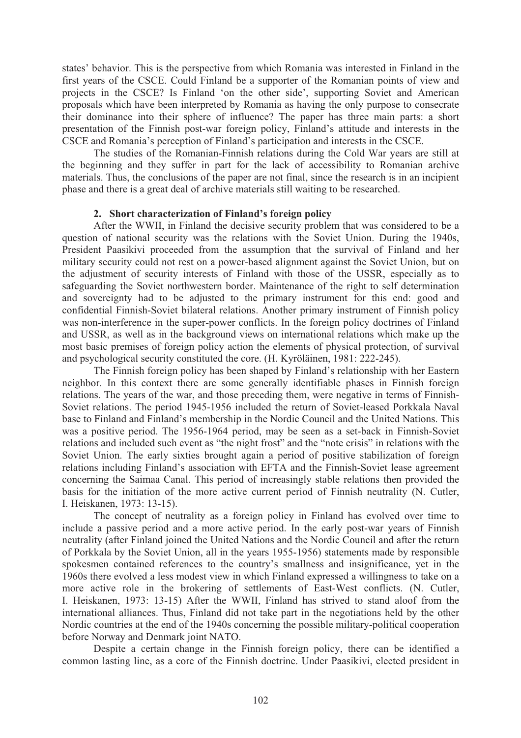states' behavior. This is the perspective from which Romania was interested in Finland in the first years of the CSCE. Could Finland be a supporter of the Romanian points of view and projects in the CSCE? Is Finland 'on the other side', supporting Soviet and American proposals which have been interpreted by Romania as having the only purpose to consecrate their dominance into their sphere of influence? The paper has three main parts: a short presentation of the Finnish post-war foreign policy, Finland's attitude and interests in the CSCE and Romania's perception of Finland's participation and interests in the CSCE.

The studies of the Romanian-Finnish relations during the Cold War years are still at the beginning and they suffer in part for the lack of accessibility to Romanian archive materials. Thus, the conclusions of the paper are not final, since the research is in an incipient phase and there is a great deal of archive materials still waiting to be researched.

## 2. Short characterization of Finland's foreign policy

After the WWII, in Finland the decisive security problem that was considered to be a question of national security was the relations with the Soviet Union. During the 1940s, President Paasikivi proceeded from the assumption that the survival of Finland and her military security could not rest on a power-based alignment against the Soviet Union, but on the adjustment of security interests of Finland with those of the USSR, especially as to safeguarding the Soviet northwestern border. Maintenance of the right to self determination and sovereignty had to be adjusted to the primary instrument for this end: good and confidential Finnish-Soviet bilateral relations. Another primary instrument of Finnish policy was non-interference in the super-power conflicts. In the foreign policy doctrines of Finland and USSR, as well as in the background views on international relations which make up the most basic premises of foreign policy action the elements of physical protection, of survival and psychological security constituted the core. (H. Kyröläinen, 1981: 222-245).

The Finnish foreign policy has been shaped by Finland's relationship with her Eastern neighbor. In this context there are some generally identifiable phases in Finnish foreign relations. The years of the war, and those preceding them, were negative in terms of Finnish-Soviet relations. The period 1945-1956 included the return of Soviet-leased Porkkala Naval base to Finland and Finland's membership in the Nordic Council and the United Nations. This was a positive period. The 1956-1964 period, may be seen as a set-back in Finnish-Soviet relations and included such event as "the night frost" and the "note crisis" in relations with the Soviet Union. The early sixties brought again a period of positive stabilization of foreign relations including Finland's association with EFTA and the Finnish-Soviet lease agreement concerning the Saimaa Canal. This period of increasingly stable relations then provided the basis for the initiation of the more active current period of Finnish neutrality (N. Cutler, I. Heiskanen, 1973: 13-15).

The concept of neutrality as a foreign policy in Finland has evolved over time to include a passive period and a more active period. In the early post-war years of Finnish neutrality (after Finland joined the United Nations and the Nordic Council and after the return of Porkkala by the Soviet Union, all in the years 1955-1956) statements made by responsible spokesmen contained references to the country's smallness and insignificance, yet in the 1960s there evolved a less modest view in which Finland expressed a willingness to take on a more active role in the brokering of settlements of East-West conflicts. (N. Cutler, I. Heiskanen, 1973: 13-15) After the WWII, Finland has strived to stand aloof from the international alliances. Thus, Finland did not take part in the negotiations held by the other Nordic countries at the end of the 1940s concerning the possible military-political cooperation before Norway and Denmark joint NATO.

Despite a certain change in the Finnish foreign policy, there can be identified a common lasting line, as a core of the Finnish doctrine. Under Paasikivi, elected president in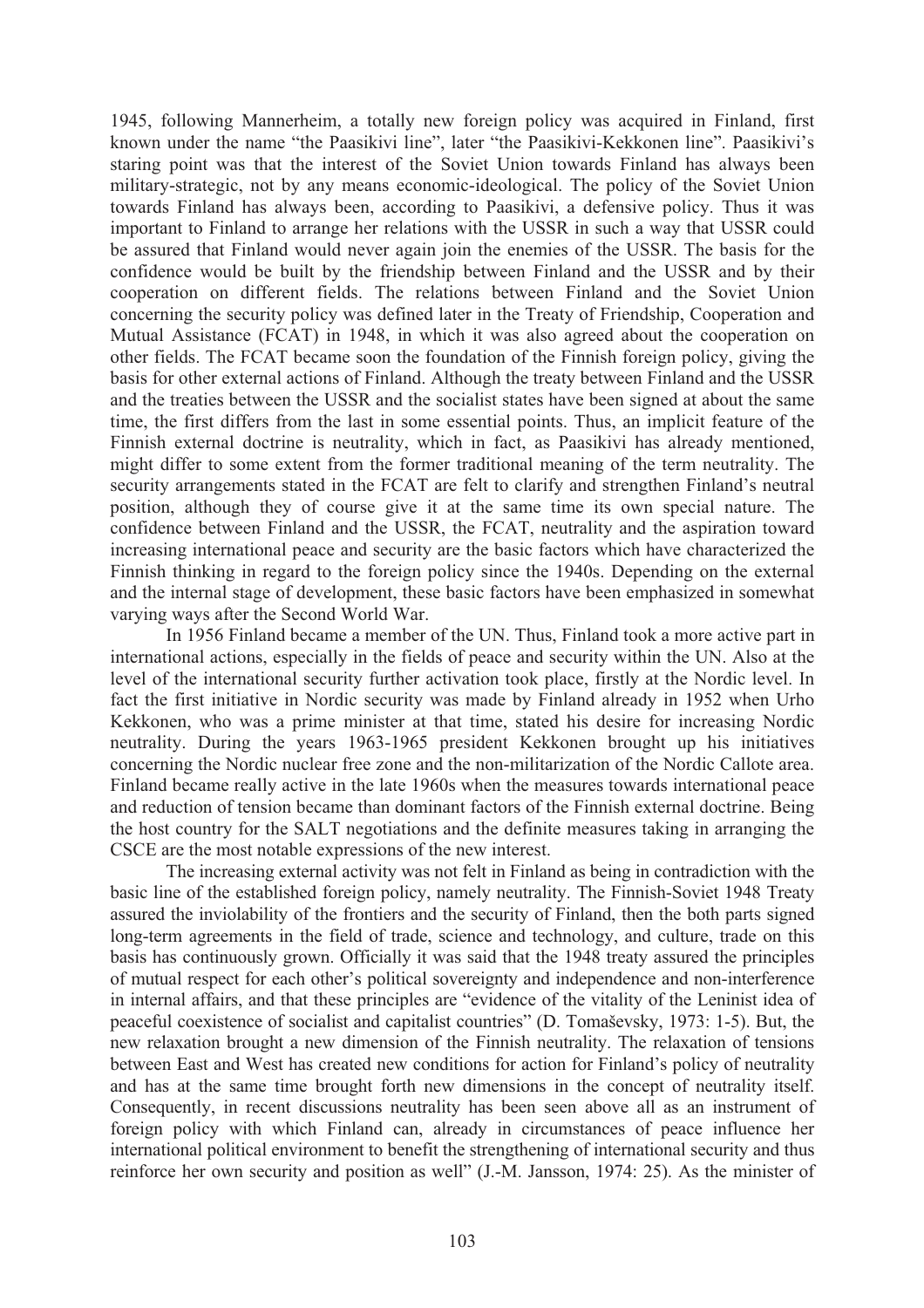1945, following Mannerheim, a totally new foreign policy was acquired in Finland, first known under the name "the Paasikivi line", later "the Paasikivi-Kekkonen line". Paasikivi's staring point was that the interest of the Soviet Union towards Finland has always been military-strategic, not by any means economic-ideological. The policy of the Soviet Union towards Finland has always been, according to Paasikivi, a defensive policy. Thus it was important to Finland to arrange her relations with the USSR in such a way that USSR could be assured that Finland would never again join the enemies of the USSR. The basis for the confidence would be built by the friendship between Finland and the USSR and by their cooperation on different fields. The relations between Finland and the Soviet Union concerning the security policy was defined later in the Treaty of Friendship, Cooperation and Mutual Assistance (FCAT) in 1948, in which it was also agreed about the cooperation on other fields. The FCAT became soon the foundation of the Finnish foreign policy, giving the basis for other external actions of Finland. Although the treaty between Finland and the USSR and the treaties between the USSR and the socialist states have been signed at about the same time, the first differs from the last in some essential points. Thus, an implicit feature of the Finnish external doctrine is neutrality, which in fact, as Paasikivi has already mentioned, might differ to some extent from the former traditional meaning of the term neutrality. The security arrangements stated in the FCAT are felt to clarify and strengthen Finland's neutral position, although they of course give it at the same time its own special nature. The confidence between Finland and the USSR, the FCAT, neutrality and the aspiration toward increasing international peace and security are the basic factors which have characterized the Finnish thinking in regard to the foreign policy since the 1940s. Depending on the external and the internal stage of development, these basic factors have been emphasized in somewhat varying ways after the Second World War.

In 1956 Finland became a member of the UN. Thus, Finland took a more active part in international actions, especially in the fields of peace and security within the UN. Also at the level of the international security further activation took place, firstly at the Nordic level. In fact the first initiative in Nordic security was made by Finland already in 1952 when Urho Kekkonen, who was a prime minister at that time, stated his desire for increasing Nordic neutrality. During the years 1963-1965 president Kekkonen brought up his initiatives concerning the Nordic nuclear free zone and the non-militarization of the Nordic Callote area. Finland became really active in the late 1960s when the measures towards international peace and reduction of tension became than dominant factors of the Finnish external doctrine. Being the host country for the SALT negotiations and the definite measures taking in arranging the CSCE are the most notable expressions of the new interest.

The increasing external activity was not felt in Finland as being in contradiction with the basic line of the established foreign policy, namely neutrality. The Finnish-Soviet 1948 Treaty assured the inviolability of the frontiers and the security of Finland, then the both parts signed long-term agreements in the field of trade, science and technology, and culture, trade on this basis has continuously grown. Officially it was said that the 1948 treaty assured the principles of mutual respect for each other's political sovereignty and independence and non-interference in internal affairs, and that these principles are "evidence of the vitality of the Leninist idea of peaceful coexistence of socialist and capitalist countries" (D. Tomaševsky, 1973: 1-5). But, the new relaxation brought a new dimension of the Finnish neutrality. The relaxation of tensions between East and West has created new conditions for action for Finland's policy of neutrality and has at the same time brought forth new dimensions in the concept of neutrality itself. Consequently, in recent discussions neutrality has been seen above all as an instrument of foreign policy with which Finland can, already in circumstances of peace influence her international political environment to benefit the strengthening of international security and thus reinforce her own security and position as well" (J.-M. Jansson, 1974: 25). As the minister of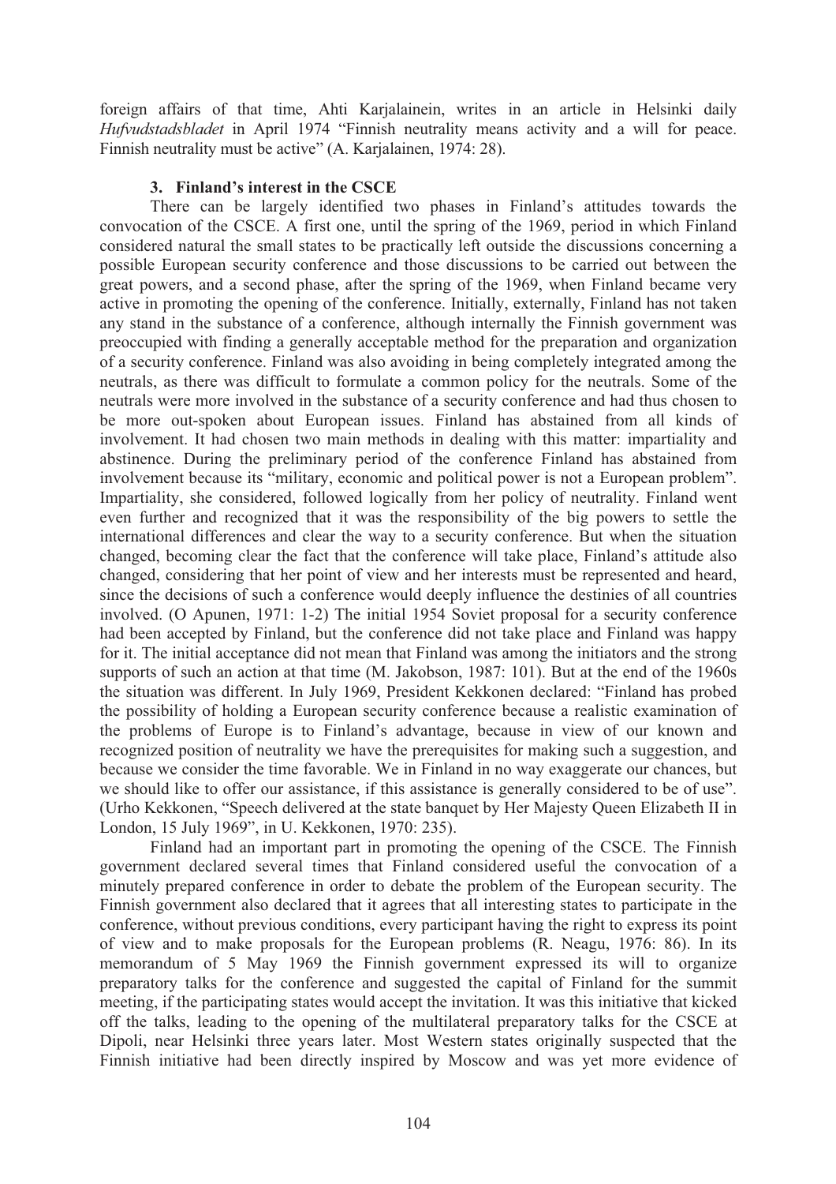foreign affairs of that time, Ahti Karjalainein, writes in an article in Helsinki daily *Hufvudstadsbladet* in April 1974 "Finnish neutrality means activity and a will for peace. Finnish neutrality must be active" (A. Karjalainen, 1974: 28).

### 3. Finland's interest in the CSCE

There can be largely identified two phases in Finland's attitudes towards the convocation of the CSCE. A first one, until the spring of the 1969, period in which Finland considered natural the small states to be practically left outside the discussions concerning a possible European security conference and those discussions to be carried out between the great powers, and a second phase, after the spring of the 1969, when Finland became very active in promoting the opening of the conference. Initially, externally, Finland has not taken any stand in the substance of a conference, although internally the Finnish government was preoccupied with finding a generally acceptable method for the preparation and organization of a security conference. Finland was also avoiding in being completely integrated among the neutrals, as there was difficult to formulate a common policy for the neutrals. Some of the neutrals were more involved in the substance of a security conference and had thus chosen to be more out-spoken about European issues. Finland has abstained from all kinds of involvement. It had chosen two main methods in dealing with this matter: impartiality and abstinence. During the preliminary period of the conference Finland has abstained from involvement because its "military, economic and political power is not a European problem". Impartiality, she considered, followed logically from her policy of neutrality. Finland went even further and recognized that it was the responsibility of the big powers to settle the international differences and clear the way to a security conference. But when the situation changed, becoming clear the fact that the conference will take place, Finland's attitude also changed, considering that her point of view and her interests must be represented and heard, since the decisions of such a conference would deeply influence the destinies of all countries involved. (O Apunen, 1971: 1-2) The initial 1954 Soviet proposal for a security conference had been accepted by Finland, but the conference did not take place and Finland was happy for it. The initial acceptance did not mean that Finland was among the initiators and the strong supports of such an action at that time (M. Jakobson, 1987: 101). But at the end of the 1960s the situation was different. In July 1969, President Kekkonen declared: "Finland has probed the possibility of holding a European security conference because a realistic examination of the problems of Europe is to Finland's advantage, because in view of our known and recognized position of neutrality we have the prerequisites for making such a suggestion, and because we consider the time favorable. We in Finland in no way exaggerate our chances, but we should like to offer our assistance, if this assistance is generally considered to be of use". (Urho Kekkonen, "Speech delivered at the state banquet by Her Majesty Queen Elizabeth II in London, 15 July 1969", in U. Kekkonen, 1970: 235).

Finland had an important part in promoting the opening of the CSCE. The Finnish government declared several times that Finland considered useful the convocation of a minutely prepared conference in order to debate the problem of the European security. The Finnish government also declared that it agrees that all interesting states to participate in the conference, without previous conditions, every participant having the right to express its point of view and to make proposals for the European problems (R. Neagu, 1976: 86). In its memorandum of 5 May 1969 the Finnish government expressed its will to organize preparatory talks for the conference and suggested the capital of Finland for the summit meeting, if the participating states would accept the invitation. It was this initiative that kicked off the talks, leading to the opening of the multilateral preparatory talks for the CSCE at Dipoli, near Helsinki three years later. Most Western states originally suspected that the Finnish initiative had been directly inspired by Moscow and was yet more evidence of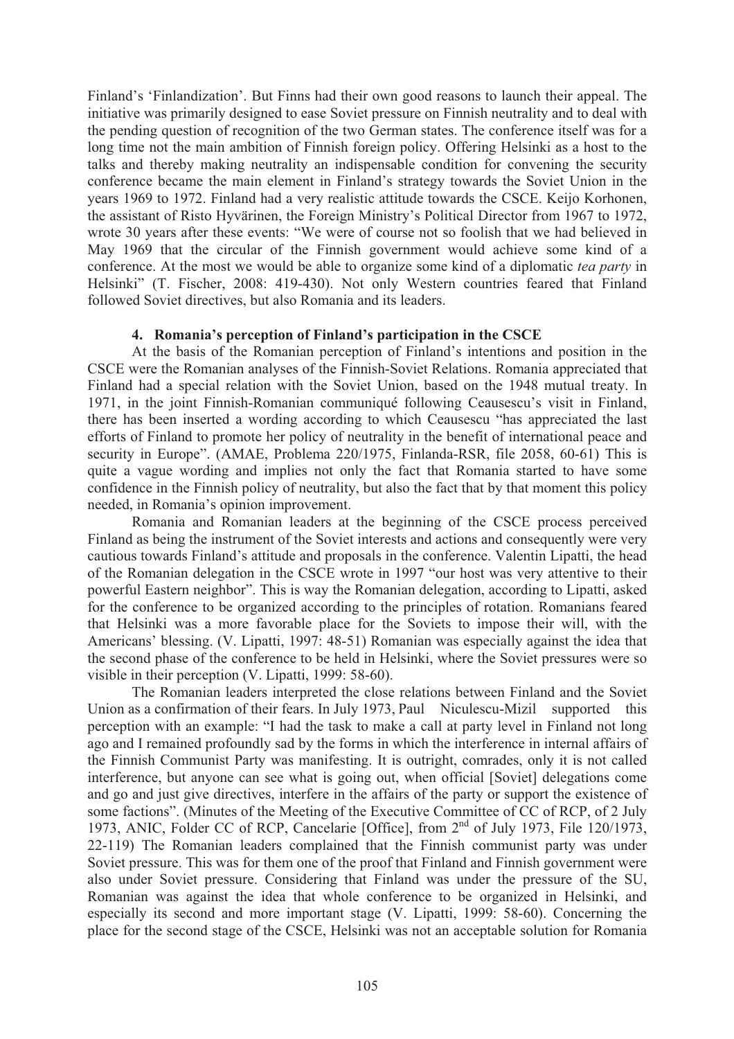Finland's 'Finlandization'. But Finns had their own good reasons to launch their appeal. The initiative was primarily designed to ease Soviet pressure on Finnish neutrality and to deal with the pending question of recognition of the two German states. The conference itself was for a long time not the main ambition of Finnish foreign policy. Offering Helsinki as a host to the talks and thereby making neutrality an indispensable condition for convening the security conference became the main element in Finland's strategy towards the Soviet Union in the years 1969 to 1972. Finland had a very realistic attitude towards the CSCE. Keijo Korhonen, the assistant of Risto Hyvärinen, the Foreign Ministry's Political Director from 1967 to 1972, wrote 30 years after these events: "We were of course not so foolish that we had believed in May 1969 that the circular of the Finnish government would achieve some kind of a conference. At the most we would be able to organize some kind of a diplomatic *tea party* in Helsinki" (T. Fischer, 2008: 419-430). Not only Western countries feared that Finland followed Soviet directives, but also Romania and its leaders.

### 4. Romania's perception of Finland's participation in the CSCE

At the basis of the Romanian perception of Finland's intentions and position in the CSCE were the Romanian analyses of the Finnish-Soviet Relations. Romania appreciated that Finland had a special relation with the Soviet Union, based on the 1948 mutual treaty. In 1971, in the joint Finnish-Romanian communiqué following Ceausescu's visit in Finland, there has been inserted a wording according to which Ceausescu "has appreciated the last efforts of Finland to promote her policy of neutrality in the benefit of international peace and security in Europe". (AMAE, Problema 220/1975, Finlanda-RSR, file 2058, 60-61) This is quite a vague wording and implies not only the fact that Romania started to have some confidence in the Finnish policy of neutrality, but also the fact that by that moment this policy needed, in Romania's opinion improvement.

Romania and Romanian leaders at the beginning of the CSCE process perceived Finland as being the instrument of the Soviet interests and actions and consequently were very cautious towards Finland's attitude and proposals in the conference. Valentin Lipatti, the head of the Romanian delegation in the CSCE wrote in 1997 "our host was very attentive to their powerful Eastern neighbor". This is way the Romanian delegation, according to Lipatti, asked for the conference to be organized according to the principles of rotation. Romanians feared that Helsinki was a more favorable place for the Soviets to impose their will, with the Americans' blessing. (V. Lipatti, 1997: 48-51) Romanian was especially against the idea that the second phase of the conference to be held in Helsinki, where the Soviet pressures were so visible in their perception (V. Lipatti, 1999: 58-60).

The Romanian leaders interpreted the close relations between Finland and the Soviet Union as a confirmation of their fears. In July 1973, Paul Niculescu-Mizil supported this perception with an example: "I had the task to make a call at party level in Finland not long ago and I remained profoundly sad by the forms in which the interference in internal affairs of the Finnish Communist Party was manifesting. It is outright, comrades, only it is not called interference, but anyone can see what is going out, when official [Soviet] delegations come and go and just give directives, interfere in the affairs of the party or support the existence of some factions". (Minutes of the Meeting of the Executive Committee of CC of RCP, of 2 July 1973, ANIC, Folder CC of RCP, Cancelarie [Office], from 2nd of July 1973, File 120/1973, 22-119) The Romanian leaders complained that the Finnish communist party was under Soviet pressure. This was for them one of the proof that Finland and Finnish government were also under Soviet pressure. Considering that Finland was under the pressure of the SU, Romanian was against the idea that whole conference to be organized in Helsinki, and especially its second and more important stage (V. Lipatti, 1999: 58-60). Concerning the place for the second stage of the CSCE, Helsinki was not an acceptable solution for Romania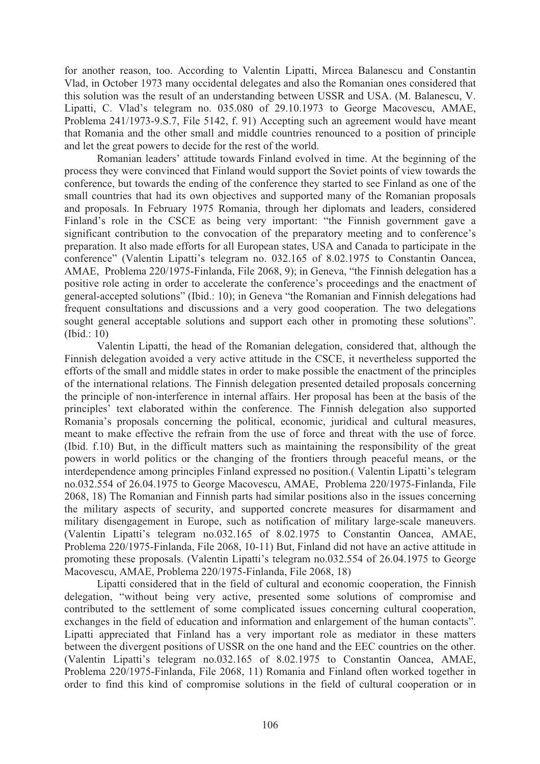for another reason, too. According to Valentin Lipatti, Mircea Balanescu and Constantin Vlad, in October 1973 many occidental delegates and also the Romanian ones considered that this solution was the result of an understanding between USSR and USA. (M. Balanescu, V. Lipatti, C. Vlad's telegram no. 035.080 of 29.10.1973 to George Macovescu, AMAE, Problema 241/1973-9.S.7, File 5142, f. 91) Accepting such an agreement would have meant that Romania and the other small and middle countries renounced to a position of principle and let the great powers to decide for the rest of the world.

Romanian leaders' attitude towards Finland evolved in time. At the beginning of the process they were convinced that Finland would support the Soviet points of view towards the conference, but towards the ending of the conference they started to see Finland as one of the small countries that had its own objectives and supported many of the Romanian proposals and proposals. In February 1975 Romania, through her diplomats and leaders, considered Finland's role in the CSCE as being very important: "the Finnish government gave a significant contribution to the convocation of the preparatory meeting and to conference's preparation. It also made efforts for all European states, USA and Canada to participate in the conference" (Valentin Lipatti's telegram no. 032.165 of 8.02.1975 to Constantin Oancea, AMAE, Problema 220/1975-Finlanda, File 2068, 9); in Geneva, "the Finnish delegation has a positive role acting in order to accelerate the conference's proceedings and the enactment of general-accepted solutions" (Ibid.: 10); in Geneva "the Romanian and Finnish delegations had frequent consultations and discussions and a very good cooperation. The two delegations sought general acceptable solutions and support each other in promoting these solutions". (Ibid.: 10)

Valentin Lipatti, the head of the Romanian delegation, considered that, although the Finnish delegation avoided a very active attitude in the CSCE, it nevertheless supported the efforts of the small and middle states in order to make possible the enactment of the principles of the international relations. The Finnish delegation presented detailed proposals concerning the principle of non-interference in internal affairs. Her proposal has been at the basis of the principles' text elaborated within the conference. The Finnish delegation also supported Romania's proposals concerning the political, economic, juridical and cultural measures, meant to make effective the refrain from the use of force and threat with the use of force. (Ibid. f.10) But, in the difficult matters such as maintaining the responsibility of the great powers in world politics or the changing of the frontiers through peaceful means, or the interdependence among principles Finland expressed no position.( Valentin Lipatti's telegram no.032.554 of 26.04.1975 to George Macovescu, AMAE, Problema 220/1975-Finlanda, File 2068, 18) The Romanian and Finnish parts had similar positions also in the issues concerning the military aspects of security, and supported concrete measures for disarmament and military disengagement in Europe, such as notification of military large-scale maneuvers. (Valentin Lipatti's telegram no.032.165 of 8.02.1975 to Constantin Oancea, AMAE, Problema 220/1975-Finlanda, File 2068, 10-11) But, Finland did not have an active attitude in promoting these proposals. (Valentin Lipatti's telegram no.032.554 of 26.04.1975 to George Macovescu, AMAE, Problema 220/1975-Finlanda, File 2068, 18)

Lipatti considered that in the field of cultural and economic cooperation, the Finnish delegation, "without being very active, presented some solutions of compromise and contributed to the settlement of some complicated issues concerning cultural cooperation, exchanges in the field of education and information and enlargement of the human contacts". Lipatti appreciated that Finland has a very important role as mediator in these matters between the divergent positions of USSR on the one hand and the EEC countries on the other. (Valentin Lipatti's telegram no.032.165 of 8.02.1975 to Constantin Oancea, AMAE, Problema 220/1975-Finlanda, File 2068, 11) Romania and Finland often worked together in order to find this kind of compromise solutions in the field of cultural cooperation or in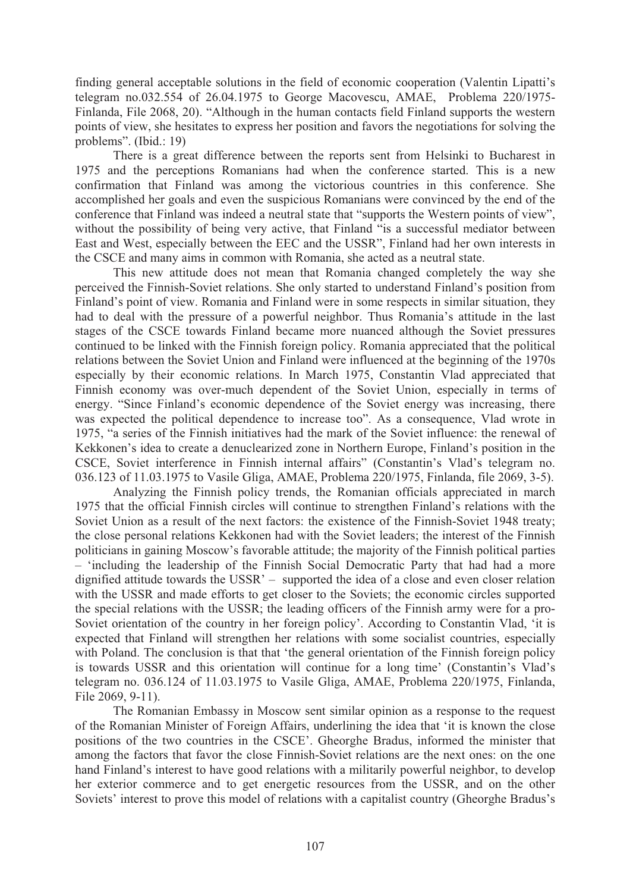finding general acceptable solutions in the field of economic cooperation (Valentin Lipatti's telegram no.032.554 of 26.04.1975 to George Macovescu, AMAE, Problema 220/1975-Finlanda, File 2068, 20). "Although in the human contacts field Finland supports the western points of view, she hesitates to express her position and favors the negotiations for solving the problems". (Ibid.: 19)

There is a great difference between the reports sent from Helsinki to Bucharest in 1975 and the perceptions Romanians had when the conference started. This is a new confirmation that Finland was among the victorious countries in this conference. She accomplished her goals and even the suspicious Romanians were convinced by the end of the conference that Finland was indeed a neutral state that "supports the Western points of view", without the possibility of being very active, that Finland "is a successful mediator between East and West, especially between the EEC and the USSR", Finland had her own interests in the CSCE and many aims in common with Romania, she acted as a neutral state.

This new attitude does not mean that Romania changed completely the way she perceived the Finnish-Soviet relations. She only started to understand Finland's position from Finland's point of view. Romania and Finland were in some respects in similar situation, they had to deal with the pressure of a powerful neighbor. Thus Romania's attitude in the last stages of the CSCE towards Finland became more nuanced although the Soviet pressures continued to be linked with the Finnish foreign policy. Romania appreciated that the political relations between the Soviet Union and Finland were influenced at the beginning of the 1970s especially by their economic relations. In March 1975, Constantin Vlad appreciated that Finnish economy was over-much dependent of the Soviet Union, especially in terms of energy. "Since Finland's economic dependence of the Soviet energy was increasing, there was expected the political dependence to increase too". As a consequence, Vlad wrote in 1975, "a series of the Finnish initiatives had the mark of the Soviet influence: the renewal of Kekkonen's idea to create a denuclearized zone in Northern Europe, Finland's position in the CSCE, Soviet interference in Finnish internal affairs" (Constantin's Vlad's telegram no. 036.123 of 11.03.1975 to Vasile Gliga, AMAE, Problema 220/1975, Finlanda, file 2069, 3-5).

Analyzing the Finnish policy trends, the Romanian officials appreciated in march 1975 that the official Finnish circles will continue to strengthen Finland's relations with the Soviet Union as a result of the next factors: the existence of the Finnish-Soviet 1948 treaty; the close personal relations Kekkonen had with the Soviet leaders; the interest of the Finnish politicians in gaining Moscow's favorable attitude; the majority of the Finnish political parties – 'including the leadership of the Finnish Social Democratic Party that had had a more dignified attitude towards the USSR' – supported the idea of a close and even closer relation with the USSR and made efforts to get closer to the Soviets; the economic circles supported the special relations with the USSR; the leading officers of the Finnish army were for a pro-Soviet orientation of the country in her foreign policy'. According to Constantin Vlad, 'it is expected that Finland will strengthen her relations with some socialist countries, especially with Poland. The conclusion is that that 'the general orientation of the Finnish foreign policy is towards USSR and this orientation will continue for a long time' (Constantin's Vlad's telegram no. 036.124 of 11.03.1975 to Vasile Gliga, AMAE, Problema 220/1975, Finlanda, File 2069, 9-11).

The Romanian Embassy in Moscow sent similar opinion as a response to the request of the Romanian Minister of Foreign Affairs, underlining the idea that 'it is known the close positions of the two countries in the CSCE'. Gheorghe Bradus, informed the minister that among the factors that favor the close Finnish-Soviet relations are the next ones: on the one hand Finland's interest to have good relations with a militarily powerful neighbor, to develop her exterior commerce and to get energetic resources from the USSR, and on the other Soviets' interest to prove this model of relations with a capitalist country (Gheorghe Bradus's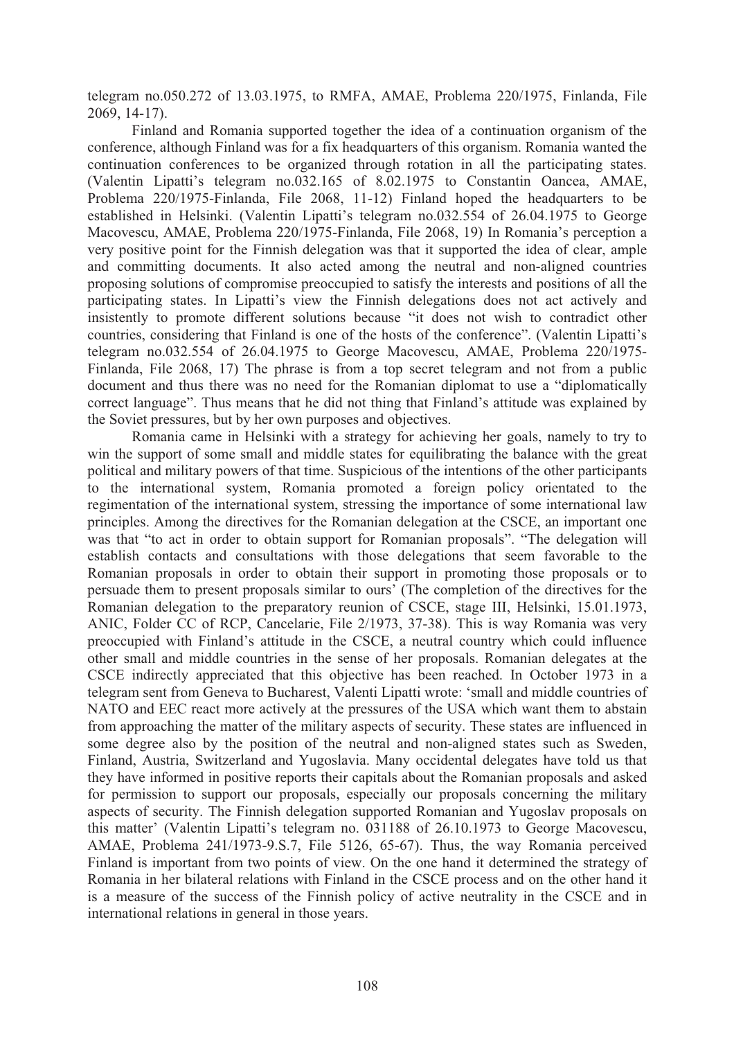telegram no.050.272 of 13.03.1975, to RMFA, AMAE, Problema 220/1975, Finlanda, File 2069, 14-17).

Finland and Romania supported together the idea of a continuation organism of the conference, although Finland was for a fix headquarters of this organism. Romania wanted the continuation conferences to be organized through rotation in all the participating states. (Valentin Lipatti's telegram no.032.165 of 8.02.1975 to Constantin Oancea, AMAE, Problema 220/1975-Finlanda, File 2068, 11-12) Finland hoped the headquarters to be established in Helsinki. (Valentin Lipatti's telegram no.032.554 of 26.04.1975 to George Macovescu, AMAE, Problema 220/1975-Finlanda, File 2068, 19) In Romania's perception a very positive point for the Finnish delegation was that it supported the idea of clear, ample and committing documents. It also acted among the neutral and non-aligned countries proposing solutions of compromise preoccupied to satisfy the interests and positions of all the participating states. In Lipatti's view the Finnish delegations does not act actively and insistently to promote different solutions because "it does not wish to contradict other countries, considering that Finland is one of the hosts of the conference". (Valentin Lipatti's telegram no.032.554 of 26.04.1975 to George Macovescu, AMAE, Problema 220/1975-Finlanda, File 2068, 17) The phrase is from a top secret telegram and not from a public document and thus there was no need for the Romanian diplomat to use a "diplomatically correct language". Thus means that he did not thing that Finland's attitude was explained by the Soviet pressures, but by her own purposes and objectives.

Romania came in Helsinki with a strategy for achieving her goals, namely to try to win the support of some small and middle states for equilibrating the balance with the great political and military powers of that time. Suspicious of the intentions of the other participants to the international system, Romania promoted a foreign policy orientated to the regimentation of the international system, stressing the importance of some international law principles. Among the directives for the Romanian delegation at the CSCE, an important one was that "to act in order to obtain support for Romanian proposals". "The delegation will establish contacts and consultations with those delegations that seem favorable to the Romanian proposals in order to obtain their support in promoting those proposals or to persuade them to present proposals similar to ours' (The completion of the directives for the Romanian delegation to the preparatory reunion of CSCE, stage III, Helsinki, 15.01.1973, ANIC, Folder CC of RCP, Cancelarie, File 2/1973, 37-38). This is way Romania was very preoccupied with Finland's attitude in the CSCE, a neutral country which could influence other small and middle countries in the sense of her proposals. Romanian delegates at the CSCE indirectly appreciated that this objective has been reached. In October 1973 in a telegram sent from Geneva to Bucharest, Valenti Lipatti wrote: 'small and middle countries of NATO and EEC react more actively at the pressures of the USA which want them to abstain from approaching the matter of the military aspects of security. These states are influenced in some degree also by the position of the neutral and non-aligned states such as Sweden, Finland, Austria, Switzerland and Yugoslavia. Many occidental delegates have told us that they have informed in positive reports their capitals about the Romanian proposals and asked for permission to support our proposals, especially our proposals concerning the military aspects of security. The Finnish delegation supported Romanian and Yugoslav proposals on this matter' (Valentin Lipatti's telegram no. 031188 of 26.10.1973 to George Macovescu, AMAE, Problema 241/1973-9.S.7, File 5126, 65-67). Thus, the way Romania perceived Finland is important from two points of view. On the one hand it determined the strategy of Romania in her bilateral relations with Finland in the CSCE process and on the other hand it is a measure of the success of the Finnish policy of active neutrality in the CSCE and in international relations in general in those years.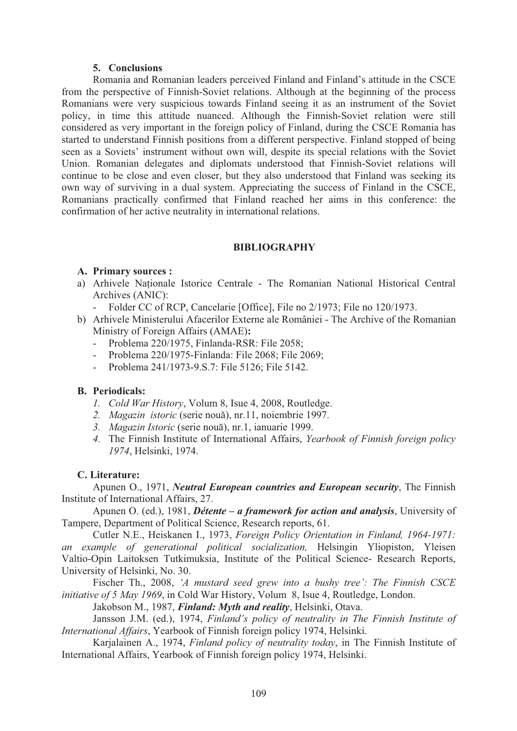## 5. Conclusions

Romania and Romanian leaders perceived Finland and Finland's attitude in the CSCE from the perspective of Finnish-Soviet relations. Although at the beginning of the process Romanians were very suspicious towards Finland seeing it as an instrument of the Soviet policy, in time this attitude nuanced. Although the Finnish-Soviet relation were still considered as very important in the foreign policy of Finland, during the CSCE Romania has started to understand Finnish positions from a different perspective. Finland stopped of being seen as a Soviets' instrument without own will, despite its special relations with the Soviet Union. Romanian delegates and diplomats understood that Finnish-Soviet relations will continue to be close and even closer, but they also understood that Finland was seeking its own way of surviving in a dual system. Appreciating the success of Finland in the CSCE, Romanians practically confirmed that Finland reached her aims in this conference: the confirmation of her active neutrality in international relations.

## BIBLIOGRAPHY

### A. Primary sources :

a) Arhivele Naționale Istorice Centrale - The Romanian National Historical Central Archives (ANIC):
   - Folder CC of RCP, Cancelarie [Office], File no 2/1973; File no 120/1973.

b) Arhivele Ministerului Afacerilor Externe ale României - The Archive of the Romanian Ministry of Foreign Affairs (AMAE)**:**
   - Problema 220/1975, Finlanda-RSR: File 2058;
   - Problema 220/1975-Finlanda: File 2068; File 2069;
   - Problema 241/1973-9.S.7: File 5126; File 5142.

### B. Periodicals:

1. *Cold War History*, Volum 8, Isue 4, 2008, Routledge.
2. *Magazin istoric* (serie nouă), nr.11, noiembrie 1997.
3. *Magazin Istoric* (serie nouă), nr.1, ianuarie 1999.
4. The Finnish Institute of International Affairs, *Yearbook of Finnish foreign policy 1974*, Helsinki, 1974.

### C. Literature:

Apunen O., 1971, ***Neutral European countries and European security***, The Finnish Institute of International Affairs, 27.

Apunen O. (ed.), 1981, ***Détente – a framework for action and analysis***, University of Tampere, Department of Political Science, Research reports, 61.

Cutler N.E., Heiskanen I., 1973, *Foreign Policy Orientation in Finland, 1964-1971: an example of generational political socialization,* Helsingin Yliopiston, Yleisen Valtio-Opin Laitoksen Tutkimuksia, Institute of the Political Science- Research Reports, University of Helsinki, No. 30.

Fischer Th., 2008, *'A mustard seed grew into a bushy tree': The Finnish CSCE initiative of 5 May 1969*, in Cold War History, Volum 8, Isue 4, Routledge, London.

Jakobson M., 1987, ***Finland: Myth and reality***, Helsinki, Otava.

Jansson J.M. (ed.), 1974, *Finland's policy of neutrality in The Finnish Institute of International Affairs*, Yearbook of Finnish foreign policy 1974, Helsinki.

Karjalainen A., 1974, *Finland policy of neutrality today*, in The Finnish Institute of International Affairs, Yearbook of Finnish foreign policy 1974, Helsinki.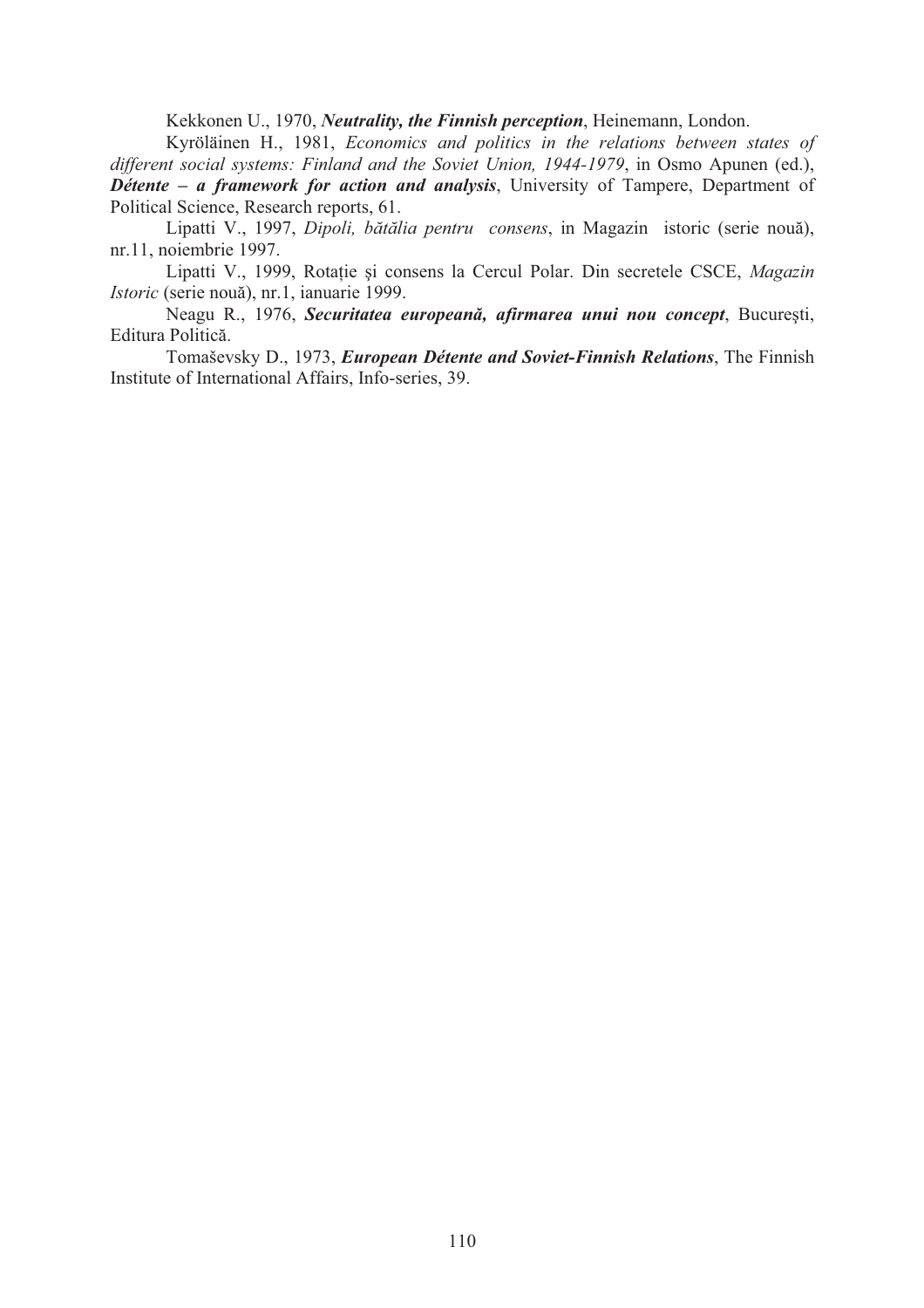Kekkonen U., 1970, ***Neutrality, the Finnish perception***, Heinemann, London.

Kyröläinen H., 1981, *Economics and politics in the relations between states of different social systems: Finland and the Soviet Union, 1944-1979*, in Osmo Apunen (ed.), ***Détente – a framework for action and analysis***, University of Tampere, Department of Political Science, Research reports, 61.

Lipatti V., 1997, *Dipoli, bătălia pentru consens*, in Magazin istoric (serie nouă), nr.11, noiembrie 1997.

Lipatti V., 1999, Rotaţie şi consens la Cercul Polar. Din secretele CSCE, *Magazin Istoric* (serie nouă), nr.1, ianuarie 1999.

Neagu R., 1976, ***Securitatea europeană, afirmarea unui nou concept***, Bucureşti, Editura Politică.

Tomaševsky D., 1973, ***European Détente and Soviet-Finnish Relations***, The Finnish Institute of International Affairs, Info-series, 39.